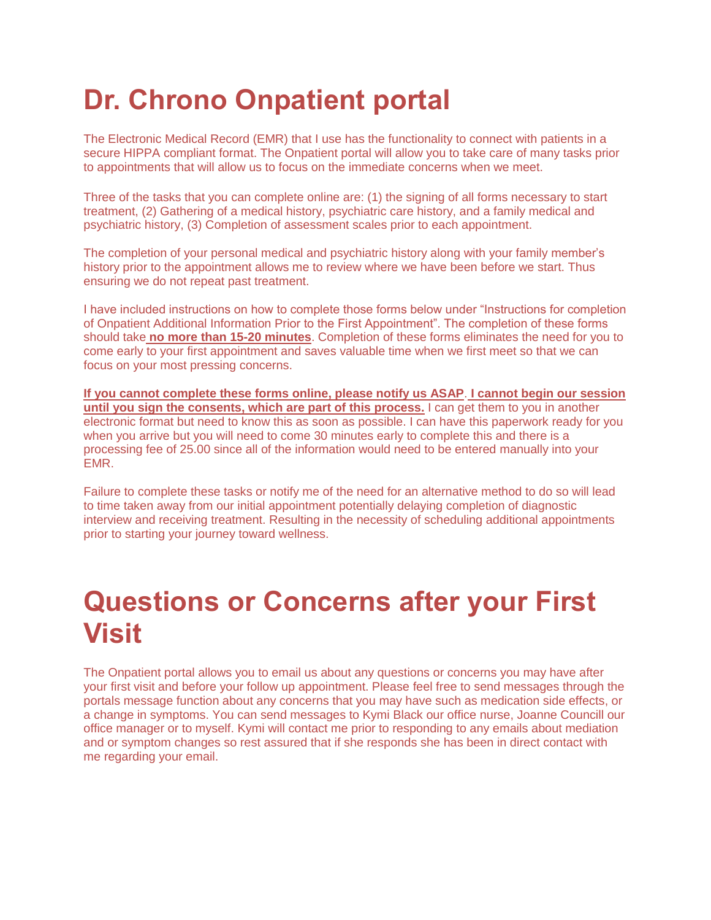# Dr. Chrono Onpatient portal

The Electronic Medical Record (EMR) that I use has the functionality to connect with patients in a secure HIPPA compliant format. The Onpatient portal will allow you to take care of many tasks prior to appointments that will allow us to focus on the immediate concerns when we meet.

Three of the tasks that you can complete online are: (1) the signing of all forms necessary to start treatment, (2) Gathering of a medical history, psychiatric care history, and a family medical and psychiatric history, (3) Completion of assessment scales prior to each appointment.

The completion of your personal medical and psychiatric history along with your family member's history prior to the appointment allows me to review where we have been before we start. Thus ensuring we do not repeat past treatment.

I have included instructions on how to complete those forms below under "Instructions for completion of Onpatient Additional Information Prior to the First Appointment". The completion of these forms should take **no more than 15-20 minutes**. Completion of these forms eliminates the need for you to come early to your first appointment and saves valuable time when we first meet so that we can focus on your most pressing concerns.

**If you cannot complete these forms online, please notify us ASAP**. **I cannot begin our session until you sign the consents, which are part of this process.** I can get them to you in another electronic format but need to know this as soon as possible. I can have this paperwork ready for you when you arrive but you will need to come 30 minutes early to complete this and there is a processing fee of 25.00 since all of the information would need to be entered manually into your EMR.

Failure to complete these tasks or notify me of the need for an alternative method to do so will lead to time taken away from our initial appointment potentially delaying completion of diagnostic interview and receiving treatment. Resulting in the necessity of scheduling additional appointments prior to starting your journey toward wellness.

# Questions or Concerns after your First Visit

The Onpatient portal allows you to email us about any questions or concerns you may have after your first visit and before your follow up appointment. Please feel free to send messages through the portals message function about any concerns that you may have such as medication side effects, or a change in symptoms. You can send messages to Kymi Black our office nurse, Joanne Councill our office manager or to myself. Kymi will contact me prior to responding to any emails about mediation and or symptom changes so rest assured that if she responds she has been in direct contact with me regarding your email.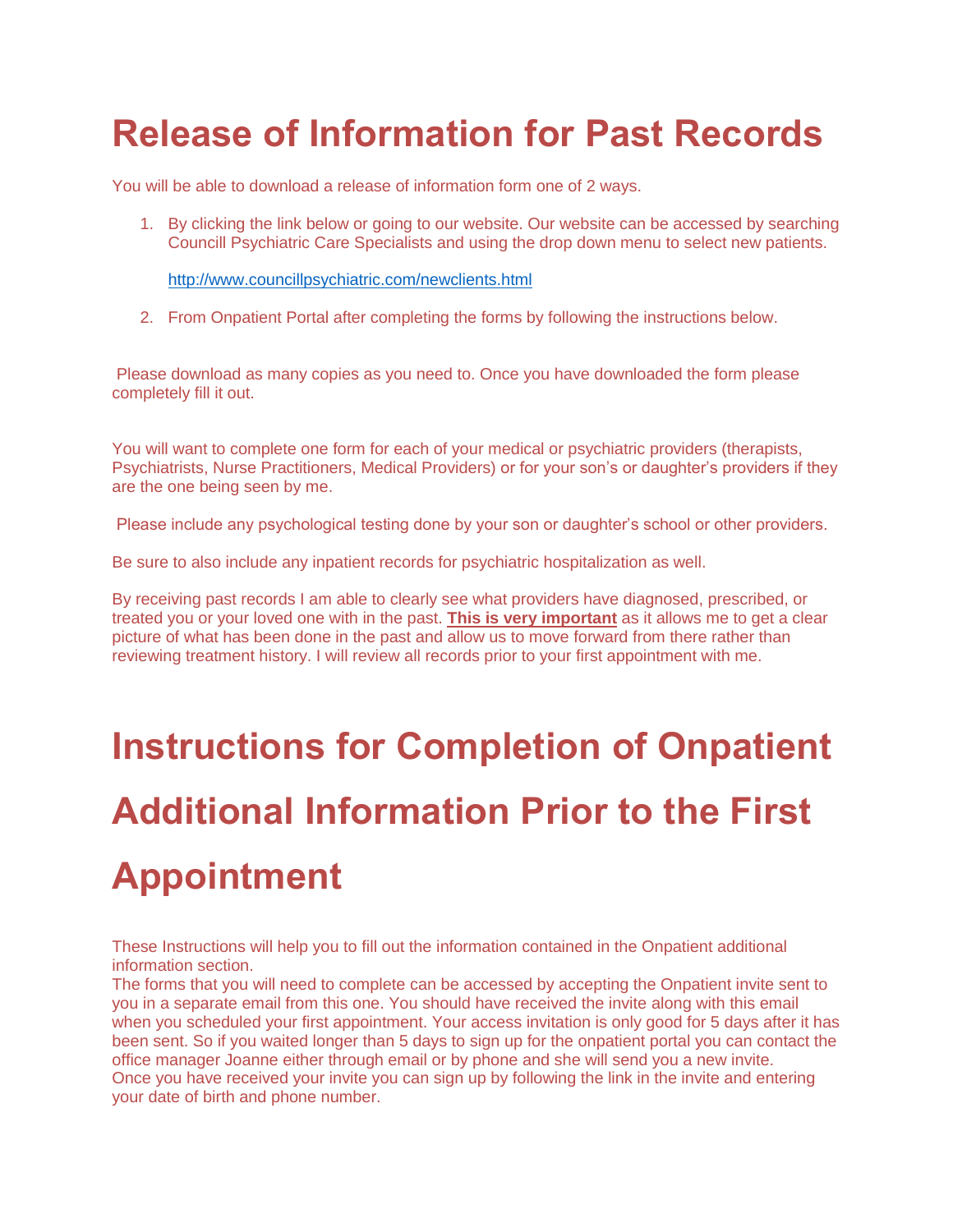# Release of Information for Past Records

You will be able to download a release of information form one of 2 ways.

1. By clicking the link below or going to our website. Our website can be accessed by searching Councill Psychiatric Care Specialists and using the drop down menu to select new patients.

   http://www.councillpsychiatric.com/newclients.html

2. From Onpatient Portal after completing the forms by following the instructions below.

Please download as many copies as you need to. Once you have downloaded the form please completely fill it out.

You will want to complete one form for each of your medical or psychiatric providers (therapists, Psychiatrists, Nurse Practitioners, Medical Providers) or for your son's or daughter's providers if they are the one being seen by me.

Please include any psychological testing done by your son or daughter's school or other providers.

Be sure to also include any inpatient records for psychiatric hospitalization as well.

By receiving past records I am able to clearly see what providers have diagnosed, prescribed, or treated you or your loved one with in the past. **This is very important** as it allows me to get a clear picture of what has been done in the past and allow us to move forward from there rather than reviewing treatment history. I will review all records prior to your first appointment with me.

# Instructions for Completion of Onpatient Additional Information Prior to the First Appointment

These Instructions will help you to fill out the information contained in the Onpatient additional information section.
The forms that you will need to complete can be accessed by accepting the Onpatient invite sent to you in a separate email from this one. You should have received the invite along with this email when you scheduled your first appointment. Your access invitation is only good for 5 days after it has been sent. So if you waited longer than 5 days to sign up for the onpatient portal you can contact the office manager Joanne either through email or by phone and she will send you a new invite.
Once you have received your invite you can sign up by following the link in the invite and entering your date of birth and phone number.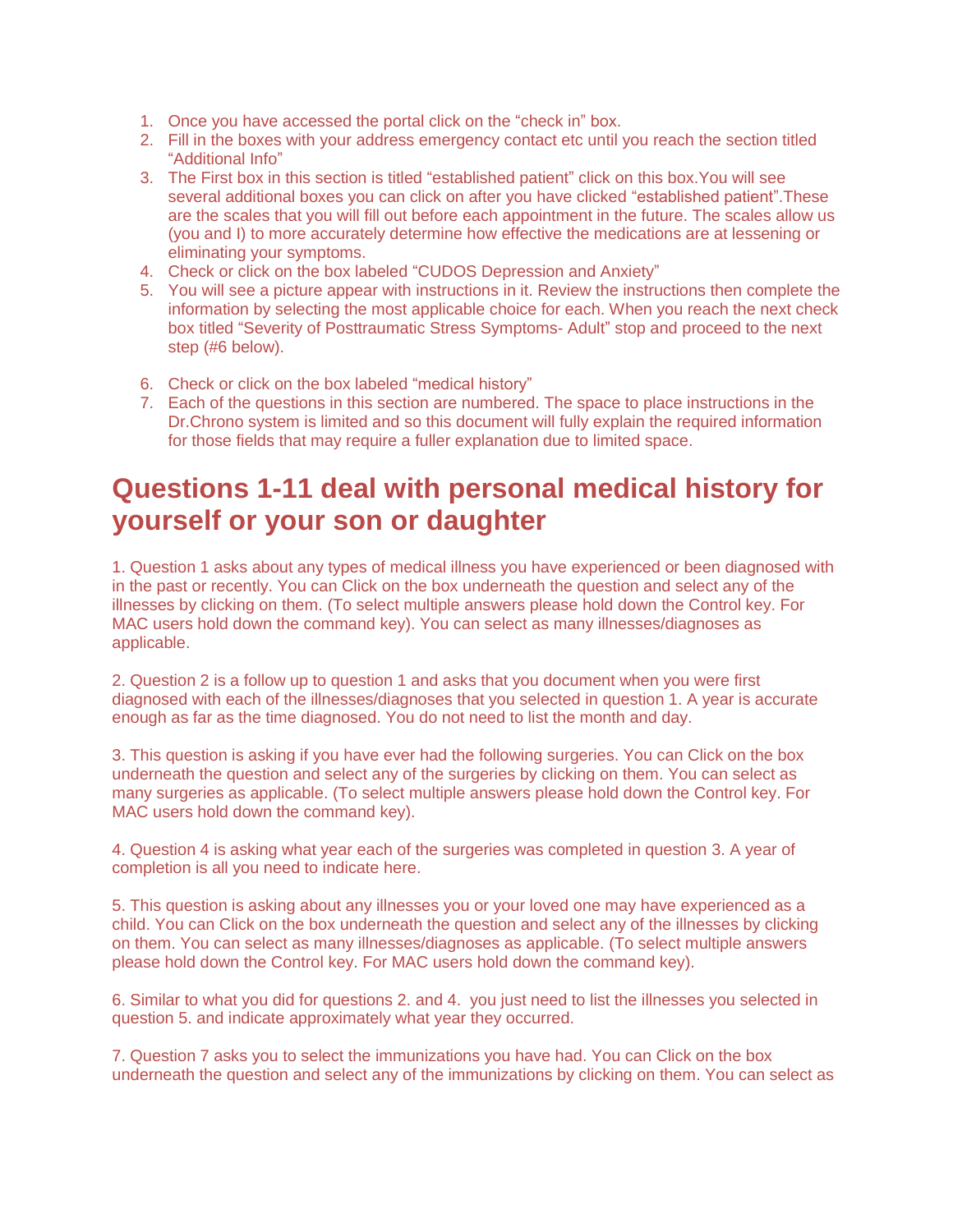1. Once you have accessed the portal click on the “check in” box.
2. Fill in the boxes with your address emergency contact etc until you reach the section titled “Additional Info”
3. The First box in this section is titled “established patient” click on this box.You will see several additional boxes you can click on after you have clicked “established patient”.These are the scales that you will fill out before each appointment in the future. The scales allow us (you and I) to more accurately determine how effective the medications are at lessening or eliminating your symptoms.
4. Check or click on the box labeled “CUDOS Depression and Anxiety”
5. You will see a picture appear with instructions in it. Review the instructions then complete the information by selecting the most applicable choice for each. When you reach the next check box titled “Severity of Posttraumatic Stress Symptoms- Adult” stop and proceed to the next step (#6 below).
6. Check or click on the box labeled “medical history”
7. Each of the questions in this section are numbered. The space to place instructions in the Dr.Chrono system is limited and so this document will fully explain the required information for those fields that may require a fuller explanation due to limited space.

## Questions 1-11 deal with personal medical history for yourself or your son or daughter

1. Question 1 asks about any types of medical illness you have experienced or been diagnosed with in the past or recently. You can Click on the box underneath the question and select any of the illnesses by clicking on them. (To select multiple answers please hold down the Control key. For MAC users hold down the command key). You can select as many illnesses/diagnoses as applicable.

2. Question 2 is a follow up to question 1 and asks that you document when you were first diagnosed with each of the illnesses/diagnoses that you selected in question 1. A year is accurate enough as far as the time diagnosed. You do not need to list the month and day.

3. This question is asking if you have ever had the following surgeries. You can Click on the box underneath the question and select any of the surgeries by clicking on them. You can select as many surgeries as applicable. (To select multiple answers please hold down the Control key. For MAC users hold down the command key).

4. Question 4 is asking what year each of the surgeries was completed in question 3. A year of completion is all you need to indicate here.

5. This question is asking about any illnesses you or your loved one may have experienced as a child. You can Click on the box underneath the question and select any of the illnesses by clicking on them. You can select as many illnesses/diagnoses as applicable. (To select multiple answers please hold down the Control key. For MAC users hold down the command key).

6. Similar to what you did for questions 2. and 4. you just need to list the illnesses you selected in question 5. and indicate approximately what year they occurred.

7. Question 7 asks you to select the immunizations you have had. You can Click on the box underneath the question and select any of the immunizations by clicking on them. You can select as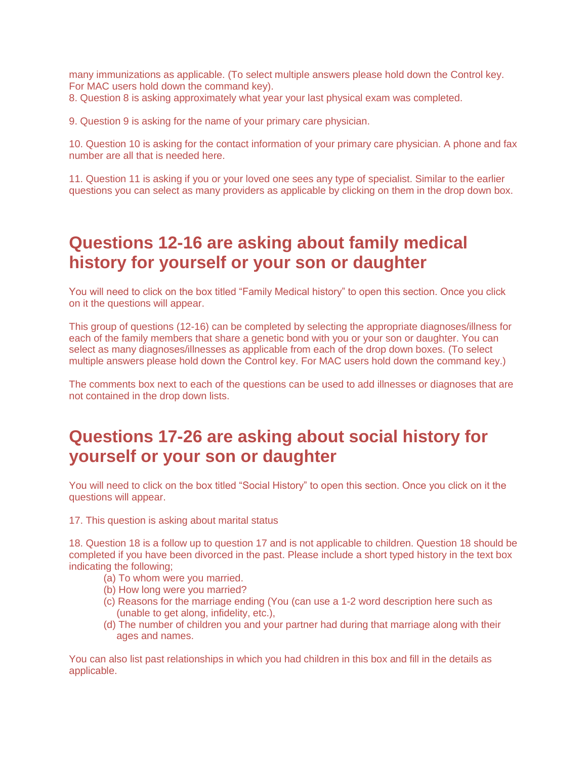many immunizations as applicable. (To select multiple answers please hold down the Control key. For MAC users hold down the command key).

8. Question 8 is asking approximately what year your last physical exam was completed.

9. Question 9 is asking for the name of your primary care physician.

10. Question 10 is asking for the contact information of your primary care physician. A phone and fax number are all that is needed here.

11. Question 11 is asking if you or your loved one sees any type of specialist. Similar to the earlier questions you can select as many providers as applicable by clicking on them in the drop down box.

## Questions 12-16 are asking about family medical history for yourself or your son or daughter

You will need to click on the box titled "Family Medical history" to open this section. Once you click on it the questions will appear.

This group of questions (12-16) can be completed by selecting the appropriate diagnoses/illness for each of the family members that share a genetic bond with you or your son or daughter. You can select as many diagnoses/illnesses as applicable from each of the drop down boxes. (To select multiple answers please hold down the Control key. For MAC users hold down the command key.)

The comments box next to each of the questions can be used to add illnesses or diagnoses that are not contained in the drop down lists.

## Questions 17-26 are asking about social history for yourself or your son or daughter

You will need to click on the box titled "Social History" to open this section. Once you click on it the questions will appear.

17. This question is asking about marital status

18. Question 18 is a follow up to question 17 and is not applicable to children. Question 18 should be completed if you have been divorced in the past. Please include a short typed history in the text box indicating the following;

(a) To whom were you married.
(b) How long were you married?
(c) Reasons for the marriage ending (You (can use a 1-2 word description here such as (unable to get along, infidelity, etc.),
(d) The number of children you and your partner had during that marriage along with their ages and names.

You can also list past relationships in which you had children in this box and fill in the details as applicable.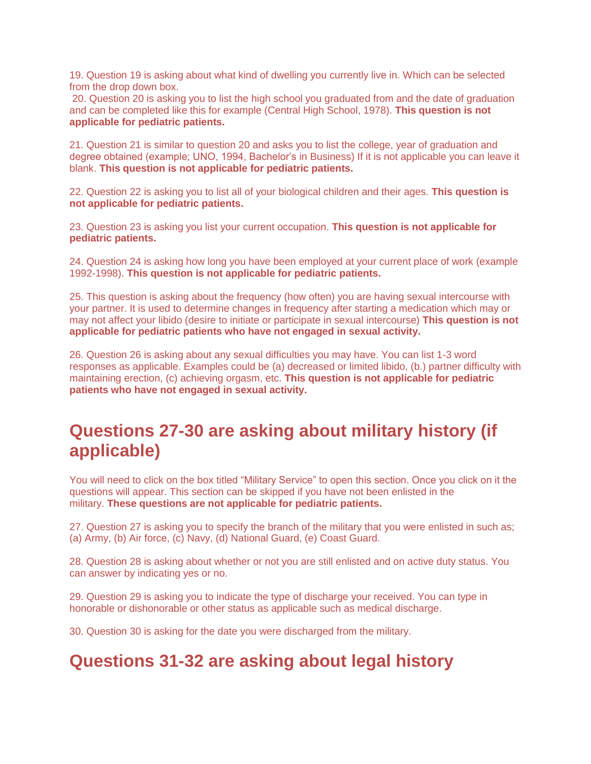19. Question 19 is asking about what kind of dwelling you currently live in. Which can be selected from the drop down box.

20. Question 20 is asking you to list the high school you graduated from and the date of graduation and can be completed like this for example (Central High School, 1978). **This question is not applicable for pediatric patients.**

21. Question 21 is similar to question 20 and asks you to list the college, year of graduation and degree obtained (example; UNO, 1994, Bachelor's in Business) If it is not applicable you can leave it blank. **This question is not applicable for pediatric patients.**

22. Question 22 is asking you to list all of your biological children and their ages. **This question is not applicable for pediatric patients.**

23. Question 23 is asking you list your current occupation. **This question is not applicable for pediatric patients.**

24. Question 24 is asking how long you have been employed at your current place of work (example 1992-1998). **This question is not applicable for pediatric patients.**

25. This question is asking about the frequency (how often) you are having sexual intercourse with your partner. It is used to determine changes in frequency after starting a medication which may or may not affect your libido (desire to initiate or participate in sexual intercourse) **This question is not applicable for pediatric patients who have not engaged in sexual activity.**

26. Question 26 is asking about any sexual difficulties you may have. You can list 1-3 word responses as applicable. Examples could be (a) decreased or limited libido, (b.) partner difficulty with maintaining erection, (c) achieving orgasm, etc. **This question is not applicable for pediatric patients who have not engaged in sexual activity.**

## Questions 27-30 are asking about military history (if applicable)

You will need to click on the box titled "Military Service" to open this section. Once you click on it the questions will appear. This section can be skipped if you have not been enlisted in the military. **These questions are not applicable for pediatric patients.**

27. Question 27 is asking you to specify the branch of the military that you were enlisted in such as; (a) Army, (b) Air force, (c) Navy, (d) National Guard, (e) Coast Guard.

28. Question 28 is asking about whether or not you are still enlisted and on active duty status. You can answer by indicating yes or no.

29. Question 29 is asking you to indicate the type of discharge your received. You can type in honorable or dishonorable or other status as applicable such as medical discharge.

30. Question 30 is asking for the date you were discharged from the military.

## Questions 31-32 are asking about legal history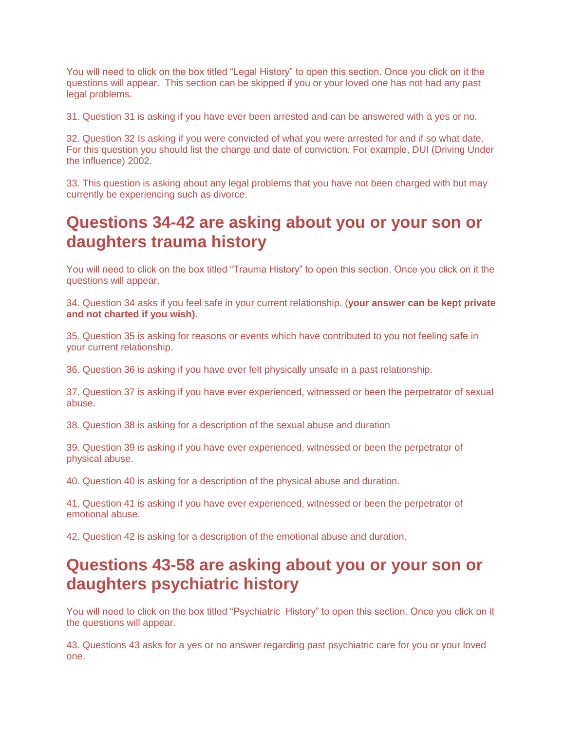You will need to click on the box titled "Legal History" to open this section. Once you click on it the questions will appear.  This section can be skipped if you or your loved one has not had any past legal problems.

31. Question 31 is asking if you have ever been arrested and can be answered with a yes or no.

32. Question 32 Is asking if you were convicted of what you were arrested for and if so what date. For this question you should list the charge and date of conviction. For example, DUI (Driving Under the Influence) 2002.

33. This question is asking about any legal problems that you have not been charged with but may currently be experiencing such as divorce.

## Questions 34-42 are asking about you or your son or daughters trauma history

You will need to click on the box titled "Trauma History" to open this section. Once you click on it the questions will appear.

34. Question 34 asks if you feel safe in your current relationship. (**your answer can be kept private and not charted if you wish).**

35. Question 35 is asking for reasons or events which have contributed to you not feeling safe in your current relationship.

36. Question 36 is asking if you have ever felt physically unsafe in a past relationship.

37. Question 37 is asking if you have ever experienced, witnessed or been the perpetrator of sexual abuse.

38. Question 38 is asking for a description of the sexual abuse and duration

39. Question 39 is asking if you have ever experienced, witnessed or been the perpetrator of physical abuse.

40. Question 40 is asking for a description of the physical abuse and duration.

41. Question 41 is asking if you have ever experienced, witnessed or been the perpetrator of emotional abuse.

42. Question 42 is asking for a description of the emotional abuse and duration.

## Questions 43-58 are asking about you or your son or daughters psychiatric history

You will need to click on the box titled "Psychiatric  History" to open this section. Once you click on it the questions will appear.

43. Questions 43 asks for a yes or no answer regarding past psychiatric care for you or your loved one.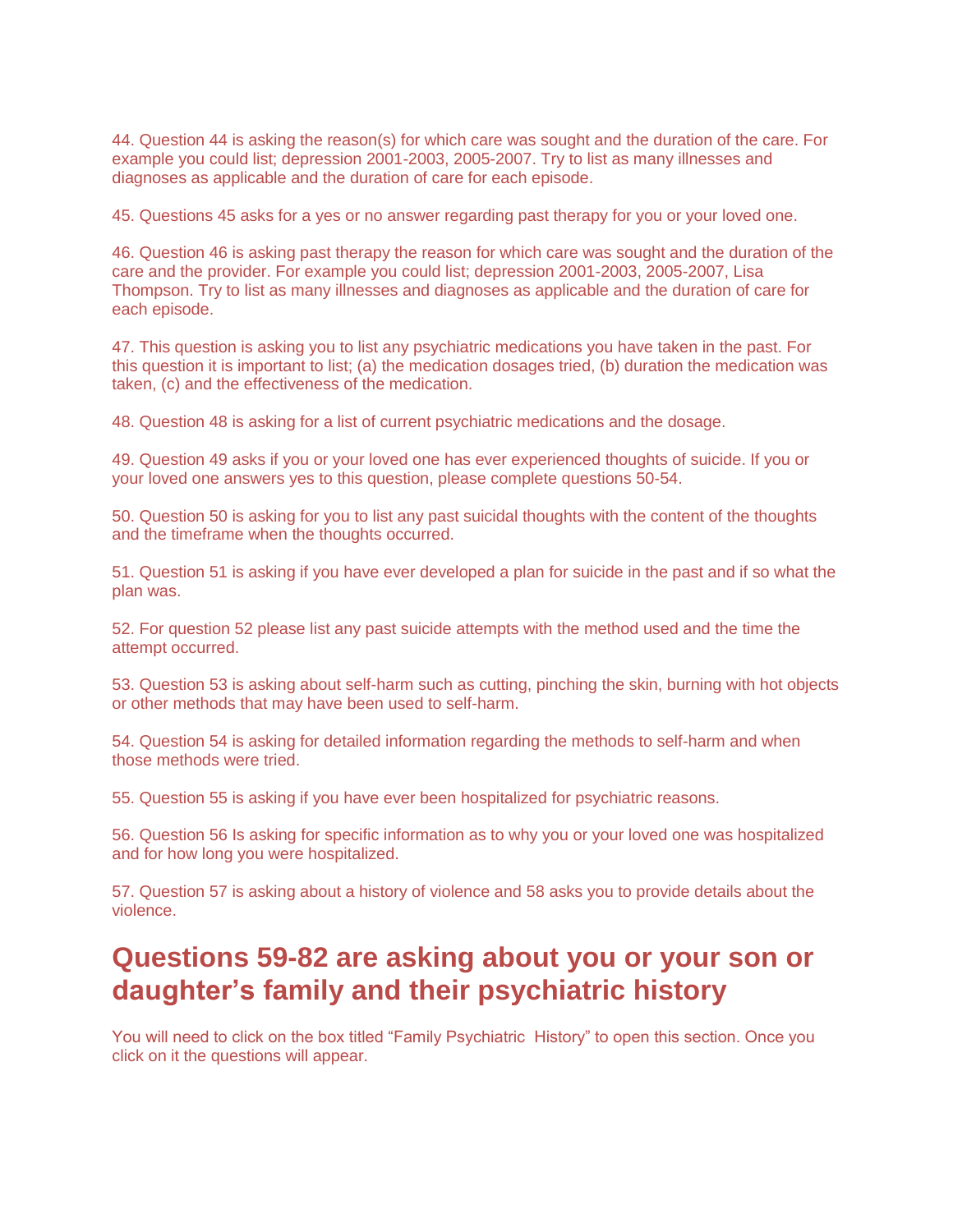44. Question 44 is asking the reason(s) for which care was sought and the duration of the care. For example you could list; depression 2001-2003, 2005-2007. Try to list as many illnesses and diagnoses as applicable and the duration of care for each episode.

45. Questions 45 asks for a yes or no answer regarding past therapy for you or your loved one.

46. Question 46 is asking past therapy the reason for which care was sought and the duration of the care and the provider. For example you could list; depression 2001-2003, 2005-2007, Lisa Thompson. Try to list as many illnesses and diagnoses as applicable and the duration of care for each episode.

47. This question is asking you to list any psychiatric medications you have taken in the past. For this question it is important to list; (a) the medication dosages tried, (b) duration the medication was taken, (c) and the effectiveness of the medication.

48. Question 48 is asking for a list of current psychiatric medications and the dosage.

49. Question 49 asks if you or your loved one has ever experienced thoughts of suicide. If you or your loved one answers yes to this question, please complete questions 50-54.

50. Question 50 is asking for you to list any past suicidal thoughts with the content of the thoughts and the timeframe when the thoughts occurred.

51. Question 51 is asking if you have ever developed a plan for suicide in the past and if so what the plan was.

52. For question 52 please list any past suicide attempts with the method used and the time the attempt occurred.

53. Question 53 is asking about self-harm such as cutting, pinching the skin, burning with hot objects or other methods that may have been used to self-harm.

54. Question 54 is asking for detailed information regarding the methods to self-harm and when those methods were tried.

55. Question 55 is asking if you have ever been hospitalized for psychiatric reasons.

56. Question 56 Is asking for specific information as to why you or your loved one was hospitalized and for how long you were hospitalized.

57. Question 57 is asking about a history of violence and 58 asks you to provide details about the violence.

## Questions 59-82 are asking about you or your son or daughter's family and their psychiatric history

You will need to click on the box titled "Family Psychiatric History" to open this section. Once you click on it the questions will appear.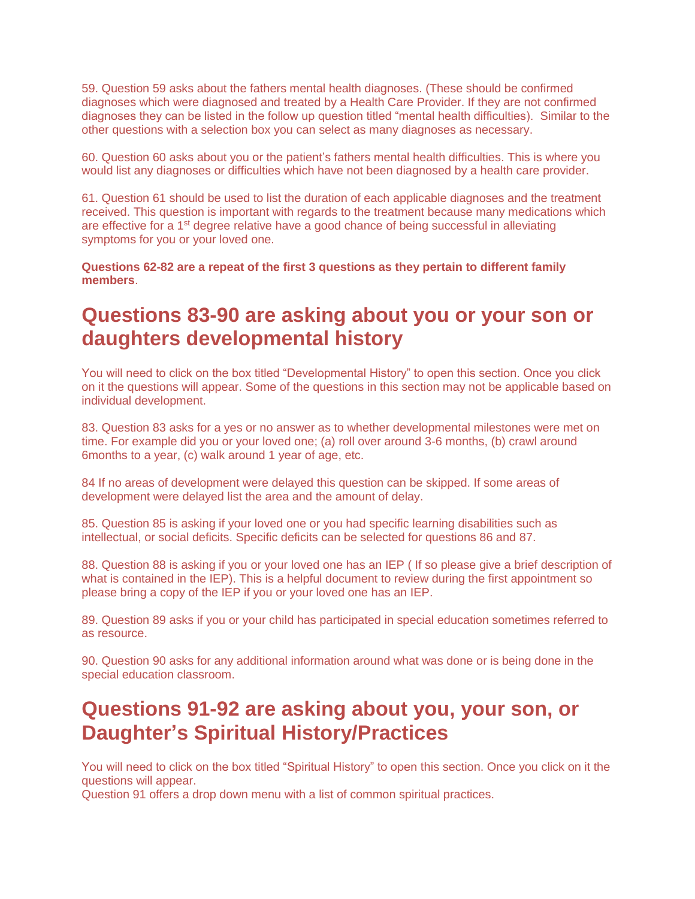59. Question 59 asks about the fathers mental health diagnoses. (These should be confirmed diagnoses which were diagnosed and treated by a Health Care Provider. If they are not confirmed diagnoses they can be listed in the follow up question titled "mental health difficulties). Similar to the other questions with a selection box you can select as many diagnoses as necessary.

60. Question 60 asks about you or the patient's fathers mental health difficulties. This is where you would list any diagnoses or difficulties which have not been diagnosed by a health care provider.

61. Question 61 should be used to list the duration of each applicable diagnoses and the treatment received. This question is important with regards to the treatment because many medications which are effective for a 1st degree relative have a good chance of being successful in alleviating symptoms for you or your loved one.

**Questions 62-82 are a repeat of the first 3 questions as they pertain to different family members**.

## Questions 83-90 are asking about you or your son or daughters developmental history

You will need to click on the box titled "Developmental History" to open this section. Once you click on it the questions will appear. Some of the questions in this section may not be applicable based on individual development.

83. Question 83 asks for a yes or no answer as to whether developmental milestones were met on time. For example did you or your loved one; (a) roll over around 3-6 months, (b) crawl around 6months to a year, (c) walk around 1 year of age, etc.

84 If no areas of development were delayed this question can be skipped. If some areas of development were delayed list the area and the amount of delay.

85. Question 85 is asking if your loved one or you had specific learning disabilities such as intellectual, or social deficits. Specific deficits can be selected for questions 86 and 87.

88. Question 88 is asking if you or your loved one has an IEP ( If so please give a brief description of what is contained in the IEP). This is a helpful document to review during the first appointment so please bring a copy of the IEP if you or your loved one has an IEP.

89. Question 89 asks if you or your child has participated in special education sometimes referred to as resource.

90. Question 90 asks for any additional information around what was done or is being done in the special education classroom.

## Questions 91-92 are asking about you, your son, or Daughter's Spiritual History/Practices

You will need to click on the box titled "Spiritual History" to open this section. Once you click on it the questions will appear.
Question 91 offers a drop down menu with a list of common spiritual practices.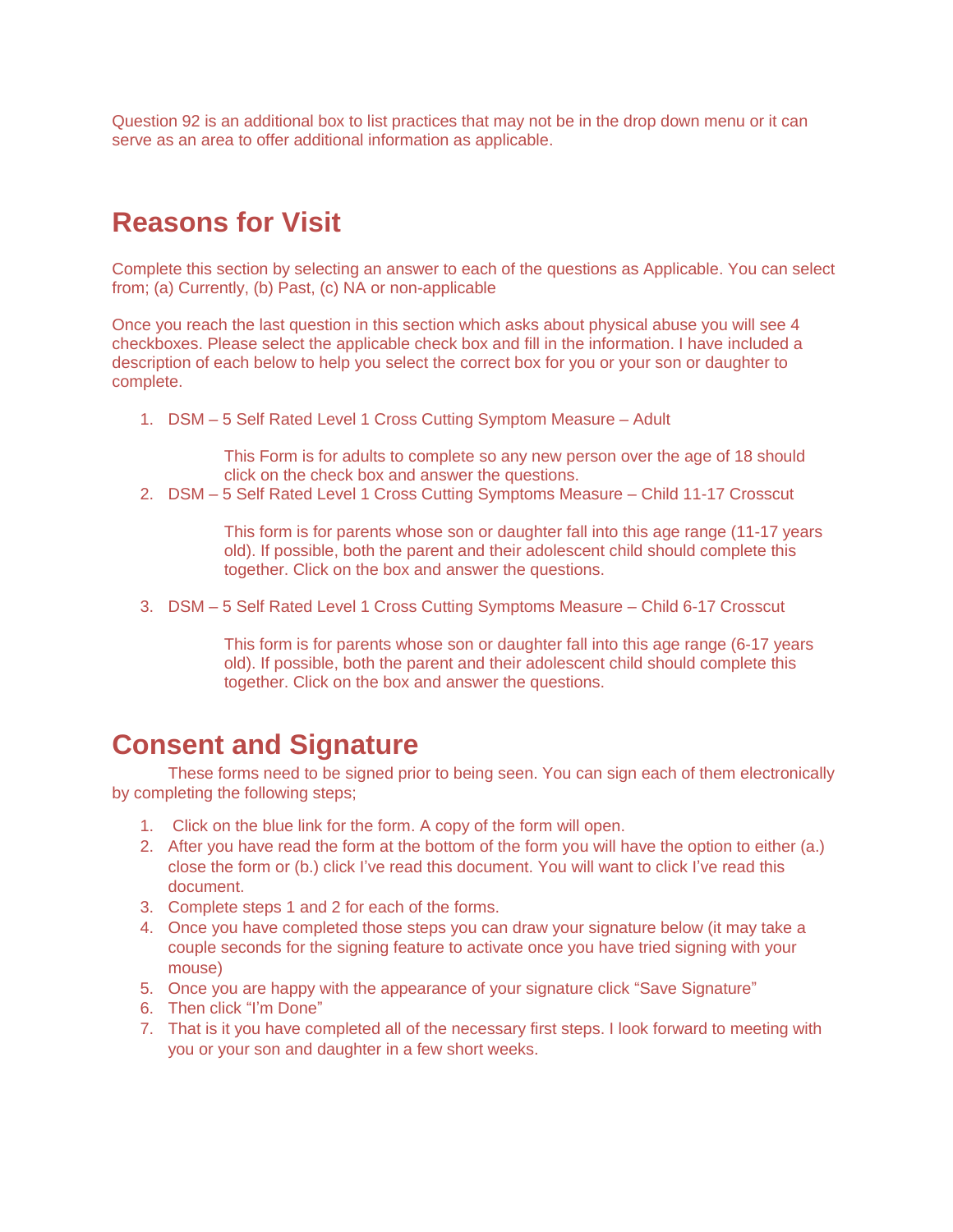Question 92 is an additional box to list practices that may not be in the drop down menu or it can serve as an area to offer additional information as applicable.

## Reasons for Visit

Complete this section by selecting an answer to each of the questions as Applicable. You can select from; (a) Currently, (b) Past, (c) NA or non-applicable

Once you reach the last question in this section which asks about physical abuse you will see 4 checkboxes. Please select the applicable check box and fill in the information. I have included a description of each below to help you select the correct box for you or your son or daughter to complete.

1. DSM – 5 Self Rated Level 1 Cross Cutting Symptom Measure – Adult

   This Form is for adults to complete so any new person over the age of 18 should click on the check box and answer the questions.

2. DSM – 5 Self Rated Level 1 Cross Cutting Symptoms Measure – Child 11-17 Crosscut

   This form is for parents whose son or daughter fall into this age range (11-17 years old). If possible, both the parent and their adolescent child should complete this together. Click on the box and answer the questions.

3. DSM – 5 Self Rated Level 1 Cross Cutting Symptoms Measure – Child 6-17 Crosscut

   This form is for parents whose son or daughter fall into this age range (6-17 years old). If possible, both the parent and their adolescent child should complete this together. Click on the box and answer the questions.

## Consent and Signature

These forms need to be signed prior to being seen. You can sign each of them electronically by completing the following steps;

1. Click on the blue link for the form. A copy of the form will open.
2. After you have read the form at the bottom of the form you will have the option to either (a.) close the form or (b.) click I've read this document. You will want to click I've read this document.
3. Complete steps 1 and 2 for each of the forms.
4. Once you have completed those steps you can draw your signature below (it may take a couple seconds for the signing feature to activate once you have tried signing with your mouse)
5. Once you are happy with the appearance of your signature click "Save Signature"
6. Then click "I'm Done"
7. That is it you have completed all of the necessary first steps. I look forward to meeting with you or your son and daughter in a few short weeks.